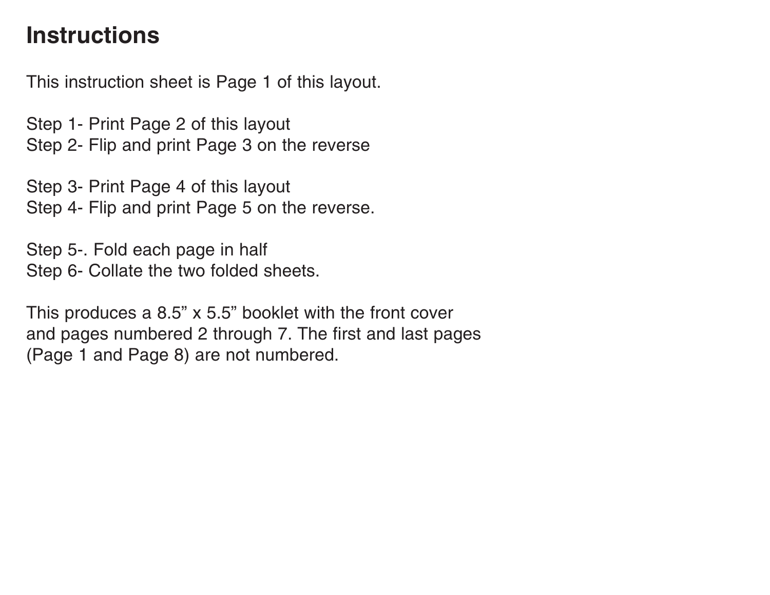# Instructions

This instruction sheet is Page 1 of this layout.

Step 1- Print Page 2 of this layout
Step 2- Flip and print Page 3 on the reverse

Step 3- Print Page 4 of this layout
Step 4- Flip and print Page 5 on the reverse.

Step 5-. Fold each page in half
Step 6- Collate the two folded sheets.

This produces a 8.5” x 5.5” booklet with the front cover and pages numbered 2 through 7. The first and last pages (Page 1 and Page 8) are not numbered.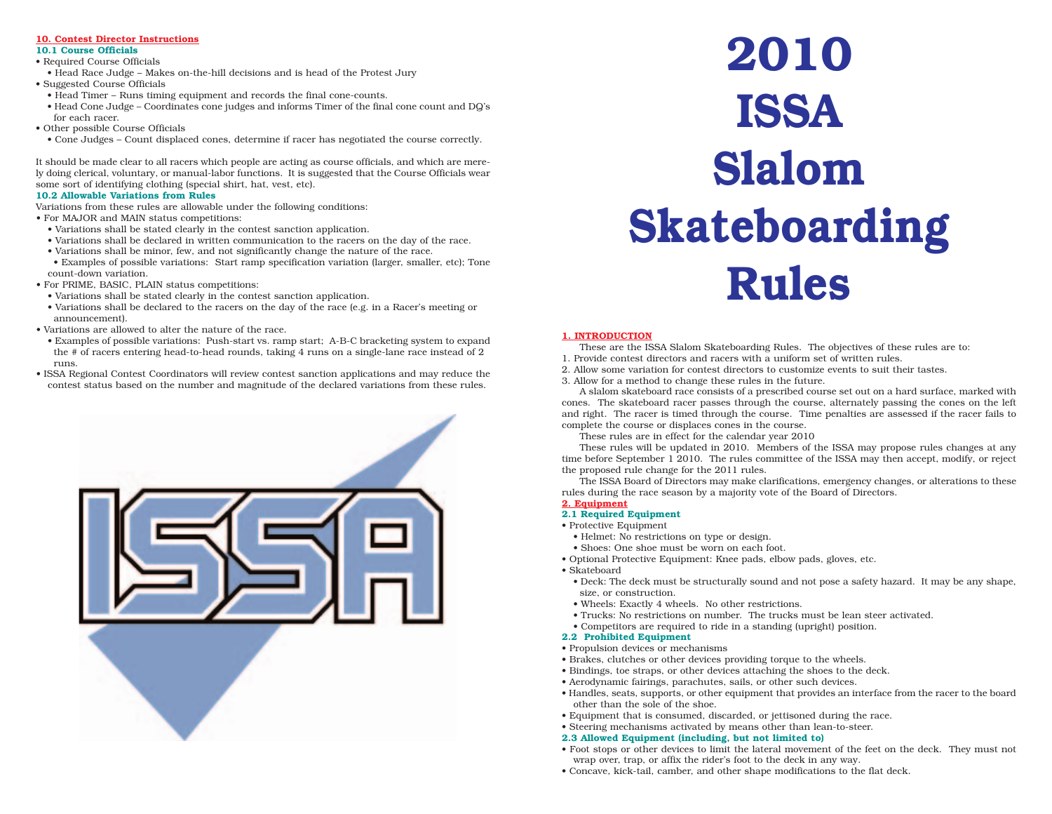## 10. Contest Director Instructions

### 10.1 Course Officials

- Required Course Officials
  - Head Race Judge – Makes on-the-hill decisions and is head of the Protest Jury
- Suggested Course Officials
  - Head Timer – Runs timing equipment and records the final cone-counts.
  - Head Cone Judge – Coordinates cone judges and informs Timer of the final cone count and DQ's for each racer.
- Other possible Course Officials
  - Cone Judges – Count displaced cones, determine if racer has negotiated the course correctly.

It should be made clear to all racers which people are acting as course officials, and which are merely doing clerical, voluntary, or manual-labor functions. It is suggested that the Course Officials wear some sort of identifying clothing (special shirt, hat, vest, etc).

### 10.2 Allowable Variations from Rules

Variations from these rules are allowable under the following conditions:

- For MAJOR and MAIN status competitions:
  - Variations shall be stated clearly in the contest sanction application.
  - Variations shall be declared in written communication to the racers on the day of the race.
  - Variations shall be minor, few, and not significantly change the nature of the race.
  - Examples of possible variations: Start ramp specification variation (larger, smaller, etc); Tone count-down variation.
- For PRIME, BASIC, PLAIN status competitions:
  - Variations shall be stated clearly in the contest sanction application.
  - Variations shall be declared to the racers on the day of the race (e.g. in a Racer's meeting or announcement).
- Variations are allowed to alter the nature of the race.
  - Examples of possible variations: Push-start vs. ramp start; A-B-C bracketing system to expand the # of racers entering head-to-head rounds, taking 4 runs on a single-lane race instead of 2 runs.
- ISSA Regional Contest Coordinators will review contest sanction applications and may reduce the contest status based on the number and magnitude of the declared variations from these rules.

# 2010 ISSA Slalom Skateboarding Rules

## 1. INTRODUCTION

These are the ISSA Slalom Skateboarding Rules. The objectives of these rules are to:

1. Provide contest directors and racers with a uniform set of written rules.
2. Allow some variation for contest directors to customize events to suit their tastes.
3. Allow for a method to change these rules in the future.

A slalom skateboard race consists of a prescribed course set out on a hard surface, marked with cones. The skateboard racer passes through the course, alternately passing the cones on the left and right. The racer is timed through the course. Time penalties are assessed if the racer fails to complete the course or displaces cones in the course.

These rules are in effect for the calendar year 2010

These rules will be updated in 2010. Members of the ISSA may propose rules changes at any time before September 1 2010. The rules committee of the ISSA may then accept, modify, or reject the proposed rule change for the 2011 rules.

The ISSA Board of Directors may make clarifications, emergency changes, or alterations to these rules during the race season by a majority vote of the Board of Directors.

## 2. Equipment

### 2.1 Required Equipment

- Protective Equipment
  - Helmet: No restrictions on type or design.
  - Shoes: One shoe must be worn on each foot.
- Optional Protective Equipment: Knee pads, elbow pads, gloves, etc.
- Skateboard
  - Deck: The deck must be structurally sound and not pose a safety hazard. It may be any shape, size, or construction.
  - Wheels: Exactly 4 wheels. No other restrictions.
  - Trucks: No restrictions on number. The trucks must be lean steer activated.
  - Competitors are required to ride in a standing (upright) position.

### 2.2 Prohibited Equipment

- Propulsion devices or mechanisms
- Brakes, clutches or other devices providing torque to the wheels.
- Bindings, toe straps, or other devices attaching the shoes to the deck.
- Aerodynamic fairings, parachutes, sails, or other such devices.
- Handles, seats, supports, or other equipment that provides an interface from the racer to the board other than the sole of the shoe.
- Equipment that is consumed, discarded, or jettisoned during the race.
- Steering mechanisms activated by means other than lean-to-steer.

### 2.3 Allowed Equipment (including, but not limited to)

- Foot stops or other devices to limit the lateral movement of the feet on the deck. They must not wrap over, trap, or affix the rider's foot to the deck in any way.
- Concave, kick-tail, camber, and other shape modifications to the flat deck.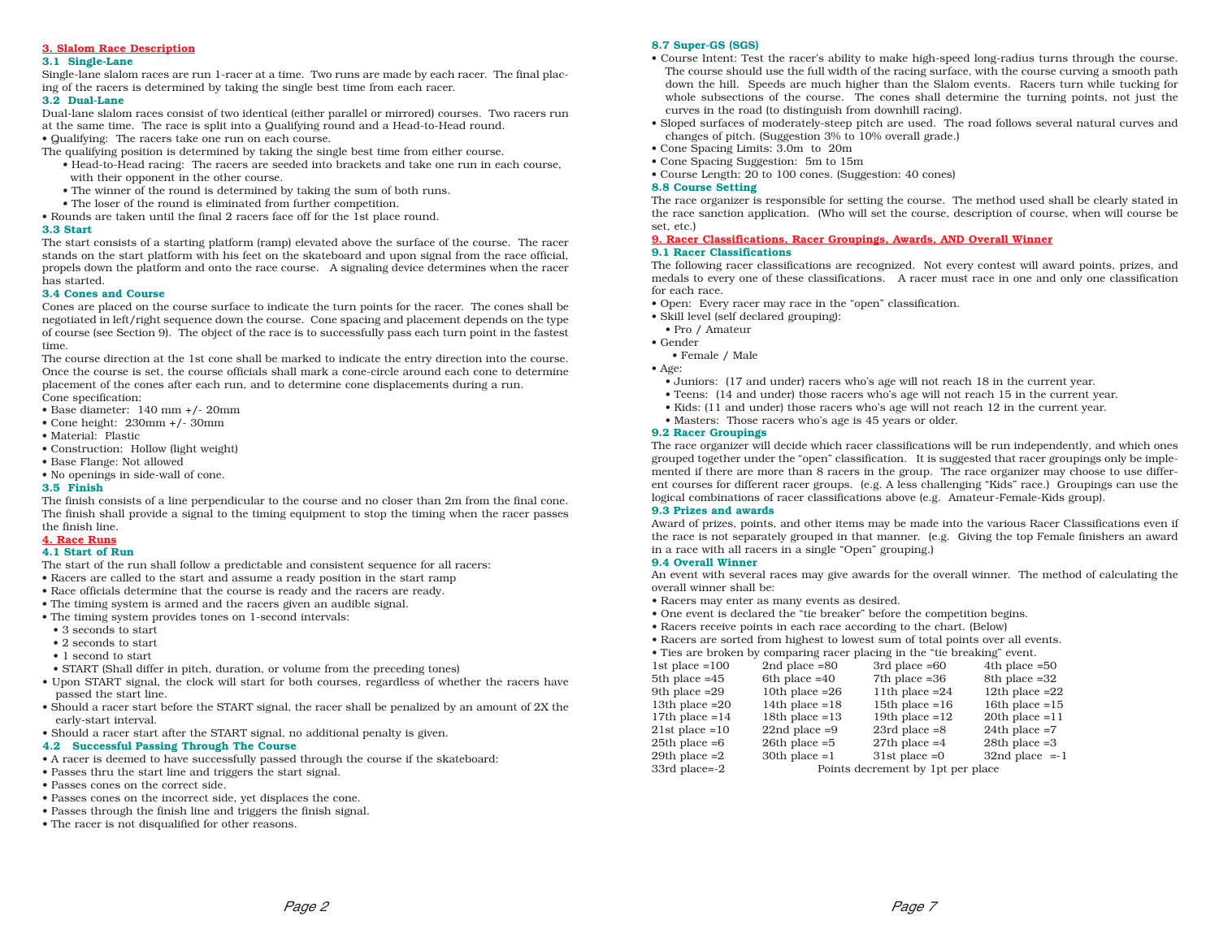## 3. Slalom Race Description

### 3.1 Single-Lane

Single-lane slalom races are run 1-racer at a time. Two runs are made by each racer. The final placing of the racers is determined by taking the single best time from each racer.

### 3.2 Dual-Lane

Dual-lane slalom races consist of two identical (either parallel or mirrored) courses. Two racers run at the same time. The race is split into a Qualifying round and a Head-to-Head round.

- Qualifying: The racers take one run on each course.

The qualifying position is determined by taking the single best time from either course.

- Head-to-Head racing: The racers are seeded into brackets and take one run in each course, with their opponent in the other course.
- The winner of the round is determined by taking the sum of both runs.
- The loser of the round is eliminated from further competition.

- Rounds are taken until the final 2 racers face off for the 1st place round.

### 3.3 Start

The start consists of a starting platform (ramp) elevated above the surface of the course. The racer stands on the start platform with his feet on the skateboard and upon signal from the race official, propels down the platform and onto the race course. A signaling device determines when the racer has started.

### 3.4 Cones and Course

Cones are placed on the course surface to indicate the turn points for the racer. The cones shall be negotiated in left/right sequence down the course. Cone spacing and placement depends on the type of course (see Section 9). The object of the race is to successfully pass each turn point in the fastest time.

The course direction at the 1st cone shall be marked to indicate the entry direction into the course. Once the course is set, the course officials shall mark a cone-circle around each cone to determine placement of the cones after each run, and to determine cone displacements during a run.

Cone specification:

- Base diameter: 140 mm +/- 20mm
- Cone height: 230mm +/- 30mm
- Material: Plastic
- Construction: Hollow (light weight)
- Base Flange: Not allowed
- No openings in side-wall of cone.

### 3.5 Finish

The finish consists of a line perpendicular to the course and no closer than 2m from the final cone. The finish shall provide a signal to the timing equipment to stop the timing when the racer passes the finish line.

## 4. Race Runs

### 4.1 Start of Run

The start of the run shall follow a predictable and consistent sequence for all racers:

- Racers are called to the start and assume a ready position in the start ramp
- Race officials determine that the course is ready and the racers are ready.
- The timing system is armed and the racers given an audible signal.
- The timing system provides tones on 1-second intervals:
  - 3 seconds to start
  - 2 seconds to start
  - 1 second to start
  - START (Shall differ in pitch, duration, or volume from the preceding tones)
- Upon START signal, the clock will start for both courses, regardless of whether the racers have passed the start line.
- Should a racer start before the START signal, the racer shall be penalized by an amount of 2X the early-start interval.
- Should a racer start after the START signal, no additional penalty is given.

### 4.2 Successful Passing Through The Course

- A racer is deemed to have successfully passed through the course if the skateboard:
- Passes thru the start line and triggers the start signal.
- Passes cones on the correct side.
- Passes cones on the incorrect side, yet displaces the cone.
- Passes through the finish line and triggers the finish signal.
- The racer is not disqualified for other reasons.

### 8.7 Super-GS (SGS)

- Course Intent: Test the racer's ability to make high-speed long-radius turns through the course. The course should use the full width of the racing surface, with the course curving a smooth path down the hill. Speeds are much higher than the Slalom events. Racers turn while tucking for whole subsections of the course. The cones shall determine the turning points, not just the curves in the road (to distinguish from downhill racing).
- Sloped surfaces of moderately-steep pitch are used. The road follows several natural curves and changes of pitch. (Suggestion 3% to 10% overall grade.)
- Cone Spacing Limits: 3.0m to 20m
- Cone Spacing Suggestion: 5m to 15m
- Course Length: 20 to 100 cones. (Suggestion: 40 cones)

### 8.8 Course Setting

The race organizer is responsible for setting the course. The method used shall be clearly stated in the race sanction application. (Who will set the course, description of course, when will course be set, etc.)

## 9. Racer Classifications, Racer Groupings, Awards, AND Overall Winner

### 9.1 Racer Classifications

The following racer classifications are recognized. Not every contest will award points, prizes, and medals to every one of these classifications. A racer must race in one and only one classification for each race.

- Open: Every racer may race in the "open" classification.
- Skill level (self declared grouping):
  - Pro / Amateur
- Gender
  - Female / Male
- Age:
  - Juniors: (17 and under) racers who's age will not reach 18 in the current year.
  - Teens: (14 and under) those racers who's age will not reach 15 in the current year.
  - Kids: (11 and under) those racers who's age will not reach 12 in the current year.
  - Masters: Those racers who's age is 45 years or older.

### 9.2 Racer Groupings

The race organizer will decide which racer classifications will be run independently, and which ones grouped together under the "open" classification. It is suggested that racer groupings only be implemented if there are more than 8 racers in the group. The race organizer may choose to use different courses for different racer groups. (e.g. A less challenging "Kids" race.) Groupings can use the logical combinations of racer classifications above (e.g. Amateur-Female-Kids group).

### 9.3 Prizes and awards

Award of prizes, points, and other items may be made into the various Racer Classifications even if the race is not separately grouped in that manner. (e.g. Giving the top Female finishers an award in a race with all racers in a single "Open" grouping.)

### 9.4 Overall Winner

An event with several races may give awards for the overall winner. The method of calculating the overall winner shall be:

- Racers may enter as many events as desired.
- One event is declared the "tie breaker" before the competition begins.
- Racers receive points in each race according to the chart. (Below)
- Racers are sorted from highest to lowest sum of total points over all events.
- Ties are broken by comparing racer placing in the "tie breaking" event.

| | | | |
|---|---|---|---|
| 1st place =100 | 2nd place =80 | 3rd place =60 | 4th place =50 |
| 5th place =45 | 6th place =40 | 7th place =36 | 8th place =32 |
| 9th place =29 | 10th place =26 | 11th place =24 | 12th place =22 |
| 13th place =20 | 14th place =18 | 15th place =16 | 16th place =15 |
| 17th place =14 | 18th place =13 | 19th place =12 | 20th place =11 |
| 21st place =10 | 22nd place =9 | 23rd place =8 | 24th place =7 |
| 25th place =6 | 26th place =5 | 27th place =4 | 28th place =3 |
| 29th place =2 | 30th place =1 | 31st place =0 | 32nd place =-1 |
| 33rd place=-2 | Points decrement by 1pt per place | | |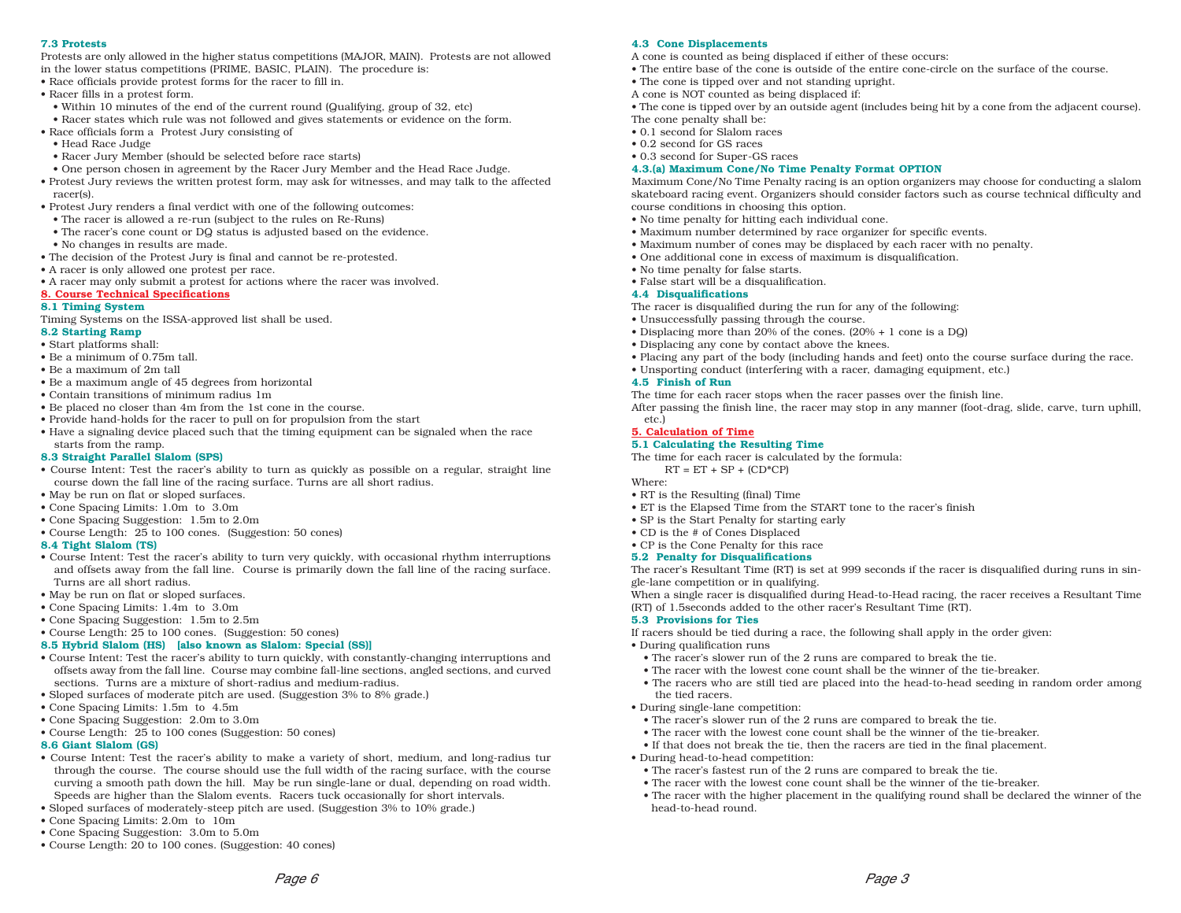### 7.3 Protests

Protests are only allowed in the higher status competitions (MAJOR, MAIN). Protests are not allowed in the lower status competitions (PRIME, BASIC, PLAIN). The procedure is:

- Race officials provide protest forms for the racer to fill in.
- Racer fills in a protest form.
  - Within 10 minutes of the end of the current round (Qualifying, group of 32, etc)
  - Racer states which rule was not followed and gives statements or evidence on the form.
- Race officials form a Protest Jury consisting of
  - Head Race Judge
  - Racer Jury Member (should be selected before race starts)
  - One person chosen in agreement by the Racer Jury Member and the Head Race Judge.
- Protest Jury reviews the written protest form, may ask for witnesses, and may talk to the affected racer(s).
- Protest Jury renders a final verdict with one of the following outcomes:
  - The racer is allowed a re-run (subject to the rules on Re-Runs)
  - The racer's cone count or DQ status is adjusted based on the evidence.
  - No changes in results are made.
- The decision of the Protest Jury is final and cannot be re-protested.
- A racer is only allowed one protest per race.
- A racer may only submit a protest for actions where the racer was involved.

## 8. Course Technical Specifications

### 8.1 Timing System

Timing Systems on the ISSA-approved list shall be used.

### 8.2 Starting Ramp

- Start platforms shall:
- Be a minimum of 0.75m tall.
- Be a maximum of 2m tall
- Be a maximum angle of 45 degrees from horizontal
- Contain transitions of minimum radius 1m
- Be placed no closer than 4m from the 1st cone in the course.
- Provide hand-holds for the racer to pull on for propulsion from the start
- Have a signaling device placed such that the timing equipment can be signaled when the race starts from the ramp.

### 8.3 Straight Parallel Slalom (SPS)

- Course Intent: Test the racer's ability to turn as quickly as possible on a regular, straight line course down the fall line of the racing surface. Turns are all short radius.
- May be run on flat or sloped surfaces.
- Cone Spacing Limits: 1.0m to 3.0m
- Cone Spacing Suggestion: 1.5m to 2.0m
- Course Length: 25 to 100 cones. (Suggestion: 50 cones)

### 8.4 Tight Slalom (TS)

- Course Intent: Test the racer's ability to turn very quickly, with occasional rhythm interruptions and offsets away from the fall line. Course is primarily down the fall line of the racing surface. Turns are all short radius.
- May be run on flat or sloped surfaces.
- Cone Spacing Limits: 1.4m to 3.0m
- Cone Spacing Suggestion: 1.5m to 2.5m
- Course Length: 25 to 100 cones. (Suggestion: 50 cones)

### 8.5 Hybrid Slalom (HS) [also known as Slalom: Special (SS)]

- Course Intent: Test the racer's ability to turn quickly, with constantly-changing interruptions and offsets away from the fall line. Course may combine fall-line sections, angled sections, and curved sections. Turns are a mixture of short-radius and medium-radius.
- Sloped surfaces of moderate pitch are used. (Suggestion 3% to 8% grade.)
- Cone Spacing Limits: 1.5m to 4.5m
- Cone Spacing Suggestion: 2.0m to 3.0m
- Course Length: 25 to 100 cones (Suggestion: 50 cones)

### 8.6 Giant Slalom (GS)

- Course Intent: Test the racer's ability to make a variety of short, medium, and long-radius tur through the course. The course should use the full width of the racing surface, with the course curving a smooth path down the hill. May be run single-lane or dual, depending on road width. Speeds are higher than the Slalom events. Racers tuck occasionally for short intervals.
- Sloped surfaces of moderately-steep pitch are used. (Suggestion 3% to 10% grade.)
- Cone Spacing Limits: 2.0m to 10m
- Cone Spacing Suggestion: 3.0m to 5.0m
- Course Length: 20 to 100 cones. (Suggestion: 40 cones)

### 4.3 Cone Displacements

A cone is counted as being displaced if either of these occurs:

- The entire base of the cone is outside of the entire cone-circle on the surface of the course.
- The cone is tipped over and not standing upright.

A cone is NOT counted as being displaced if:

- The cone is tipped over by an outside agent (includes being hit by a cone from the adjacent course).

The cone penalty shall be:

- 0.1 second for Slalom races
- 0.2 second for GS races
- 0.3 second for Super-GS races

### 4.3.(a) Maximum Cone/No Time Penalty Format OPTION

Maximum Cone/No Time Penalty racing is an option organizers may choose for conducting a slalom skateboard racing event. Organizers should consider factors such as course technical difficulty and course conditions in choosing this option.

- No time penalty for hitting each individual cone.
- Maximum number determined by race organizer for specific events.
- Maximum number of cones may be displaced by each racer with no penalty.
- One additional cone in excess of maximum is disqualification.
- No time penalty for false starts.
- False start will be a disqualification.

### 4.4 Disqualifications

The racer is disqualified during the run for any of the following:

- Unsuccessfully passing through the course.
- Displacing more than 20% of the cones. (20% + 1 cone is a DQ)
- Displacing any cone by contact above the knees.
- Placing any part of the body (including hands and feet) onto the course surface during the race.
- Unsporting conduct (interfering with a racer, damaging equipment, etc.)

### 4.5 Finish of Run

The time for each racer stops when the racer passes over the finish line.

After passing the finish line, the racer may stop in any manner (foot-drag, slide, carve, turn uphill, etc.)

## 5. Calculation of Time

### 5.1 Calculating the Resulting Time

The time for each racer is calculated by the formula:

$$RT = ET + SP + (CD*CP)$$

Where:

- RT is the Resulting (final) Time
- ET is the Elapsed Time from the START tone to the racer's finish
- SP is the Start Penalty for starting early
- CD is the # of Cones Displaced
- CP is the Cone Penalty for this race

### 5.2 Penalty for Disqualifications

The racer's Resultant Time (RT) is set at 999 seconds if the racer is disqualified during runs in single-lane competition or in qualifying.

When a single racer is disqualified during Head-to-Head racing, the racer receives a Resultant Time (RT) of 1.5seconds added to the other racer's Resultant Time (RT).

### 5.3 Provisions for Ties

If racers should be tied during a race, the following shall apply in the order given:

- During qualification runs
  - The racer's slower run of the 2 runs are compared to break the tie.
  - The racer with the lowest cone count shall be the winner of the tie-breaker.
  - The racers who are still tied are placed into the head-to-head seeding in random order among the tied racers.
- During single-lane competition:
  - The racer's slower run of the 2 runs are compared to break the tie.
  - The racer with the lowest cone count shall be the winner of the tie-breaker.
  - If that does not break the tie, then the racers are tied in the final placement.
- During head-to-head competition:
  - The racer's fastest run of the 2 runs are compared to break the tie.
  - The racer with the lowest cone count shall be the winner of the tie-breaker.
  - The racer with the higher placement in the qualifying round shall be declared the winner of the head-to-head round.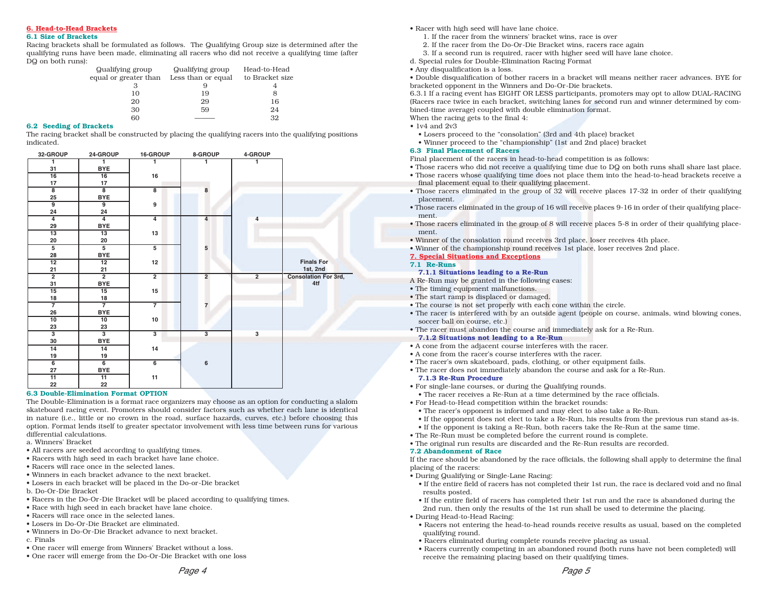## 6. Head-to-Head Brackets

### 6.1 Size of Brackets

Racing brackets shall be formulated as follows. The Qualifying Group size is determined after the qualifying runs have been made, eliminating all racers who did not receive a qualifying time (after DQ on both runs):

| Qualifying group equal or greater than | Qualifying group Less than or equal | Head-to-Head to Bracket size |
|---|---|---|
| 3 | 9 | 4 |
| 10 | 19 | 8 |
| 20 | 29 | 16 |
| 30 | 59 | 24 |
| 60 | ——— | 32 |

### 6.2 Seeding of Brackets

The racing bracket shall be constructed by placing the qualifying racers into the qualifying positions indicated.

| 32-GROUP | 24-GROUP | 16-GROUP | 8-GROUP | 4-GROUP |
|---|---|---|---|---|
| 1 / 31 | 1 / BYE | 1 | 1 | 1 |
| 16 / 17 | 16 / 17 | 16 | | |
| 8 / 25 | 8 / BYE | 8 | 8 | |
| 9 / 24 | 9 / 24 | 9 | | |
| 4 / 29 | 4 / BYE | 4 | 4 | 4 |
| 13 / 20 | 13 / 20 | 13 | | |
| 5 / 28 | 5 / BYE | 5 | 5 | |
| 12 / 21 | 12 / 21 | 12 | | |
| 2 / 31 | 2 / BYE | 2 | 2 | 2 |
| 15 / 18 | 15 / 18 | 15 | | |
| 7 / 26 | 7 / BYE | 7 | 7 | |
| 10 / 23 | 10 / 23 | 10 | | |
| 3 / 30 | 3 / BYE | 3 | 3 | 3 |
| 14 / 19 | 14 / 19 | 14 | | |
| 6 / 27 | 6 / BYE | 6 | 6 | |
| 11 / 22 | 11 / 22 | 11 | | |

Finals For 1st, 2nd

Consolation For 3rd, 4tf

### 6.3 Double-Elimination Format OPTION

The Double-Elimination is a format race organizers may choose as an option for conducting a slalom skateboard racing event. Promoters should consider factors such as whether each lane is identical in nature (i.e., little or no crown in the road, surface hazards, curves, etc.) before choosing this option. Format lends itself to greater spectator involvement with less time between runs for various differential calculations.

a. Winners' Bracket

- All racers are seeded according to qualifying times.
- Racers with high seed in each bracket have lane choice.
- Racers will race once in the selected lanes.
- Winners in each bracket advance to the next bracket.
- Losers in each bracket will be placed in the Do-or-Die bracket

b. Do-Or-Die Bracket

- Racers in the Do-Or-Die Bracket will be placed according to qualifying times.
- Race with high seed in each bracket have lane choice.
- Racers will race once in the selected lanes.
- Losers in Do-Or-Die Bracket are eliminated.
- Winners in Do-Or-Die Bracket advance to next bracket.

c. Finals

- One racer will emerge from Winners' Bracket without a loss.
- One racer will emerge from the Do-Or-Die Bracket with one loss
- Racer with high seed will have lane choice.
  1. If the racer from the winners' bracket wins, race is over
  2. If the racer from the Do-Or-Die Bracket wins, racers race again
  3. If a second run is required, racer with higher seed will have lane choice.

d. Special rules for Double-Elimination Racing Format

- Any disqualification is a loss.
- Double disqualification of bother racers in a bracket will means neither racer advances. BYE for bracketed opponent in the Winners and Do-Or-Die brackets.

6.3.1 If a racing event has EIGHT OR LESS participants, promoters may opt to allow DUAL-RACING (Racers race twice in each bracket, switching lanes for second run and winner determined by combined-time average) coupled with double elimination format.

When the racing gets to the final 4:

- 1v4 and 2v3
  - Losers proceed to the "consolation" (3rd and 4th place) bracket
  - Winner proceed to the "championship" (1st and 2nd place) bracket

### 6.3 Final Placement of Racers

Final placement of the racers in head-to-head competition is as follows:

- Those racers who did not receive a qualifying time due to DQ on both runs shall share last place.
- Those racers whose qualifying time does not place them into the head-to-head brackets receive a final placement equal to their qualifying placement.
- Those racers eliminated in the group of 32 will receive places 17-32 in order of their qualifying placement.
- Those racers eliminated in the group of 16 will receive places 9-16 in order of their qualifying placement.
- Those racers eliminated in the group of 8 will receive places 5-8 in order of their qualifying placement.
- Winner of the consolation round receives 3rd place, loser receives 4th place.
- Winner of the championship round receives 1st place, loser receives 2nd place.

## 7. Special Situations and Exceptions

### 7.1 Re-Runs

#### 7.1.1 Situations leading to a Re-Run

A Re-Run may be granted in the following cases:

- The timing equipment malfunctions.
- The start ramp is displaced or damaged.
- The course is not set properly with each cone within the circle.
- The racer is interfered with by an outside agent (people on course, animals, wind blowing cones, soccer ball on course, etc.)
- The racer must abandon the course and immediately ask for a Re-Run.

#### 7.1.2 Situations not leading to a Re-Run

- A cone from the adjacent course interferes with the racer.
- A cone from the racer's course interferes with the racer.
- The racer's own skateboard, pads, clothing, or other equipment fails.
- The racer does not immediately abandon the course and ask for a Re-Run.

#### 7.1.3 Re-Run Procedure

- For single-lane courses, or during the Qualifying rounds.
  - The racer receives a Re-Run at a time determined by the race officials.
- For Head-to-Head competition within the bracket rounds:
  - The racer's opponent is informed and may elect to also take a Re-Run.
  - If the opponent does not elect to take a Re-Run, his results from the previous run stand as-is.
  - If the opponent is taking a Re-Run, both racers take the Re-Run at the same time.
- The Re-Run must be completed before the current round is complete.
- The original run results are discarded and the Re-Run results are recorded.

### 7.2 Abandonment of Race

If the race should be abandoned by the race officials, the following shall apply to determine the final placing of the racers:

- During Qualifying or Single-Lane Racing:
  - If the entire field of racers has not completed their 1st run, the race is declared void and no final results posted.
  - If the entire field of racers has completed their 1st run and the race is abandoned during the 2nd run, then only the results of the 1st run shall be used to determine the placing.
- During Head-to-Head Racing:
  - Racers not entering the head-to-head rounds receive results as usual, based on the completed qualifying round.
  - Racers eliminated during complete rounds receive placing as usual.
  - Racers currently competing in an abandoned round (both runs have not been completed) will receive the remaining placing based on their qualifying times.